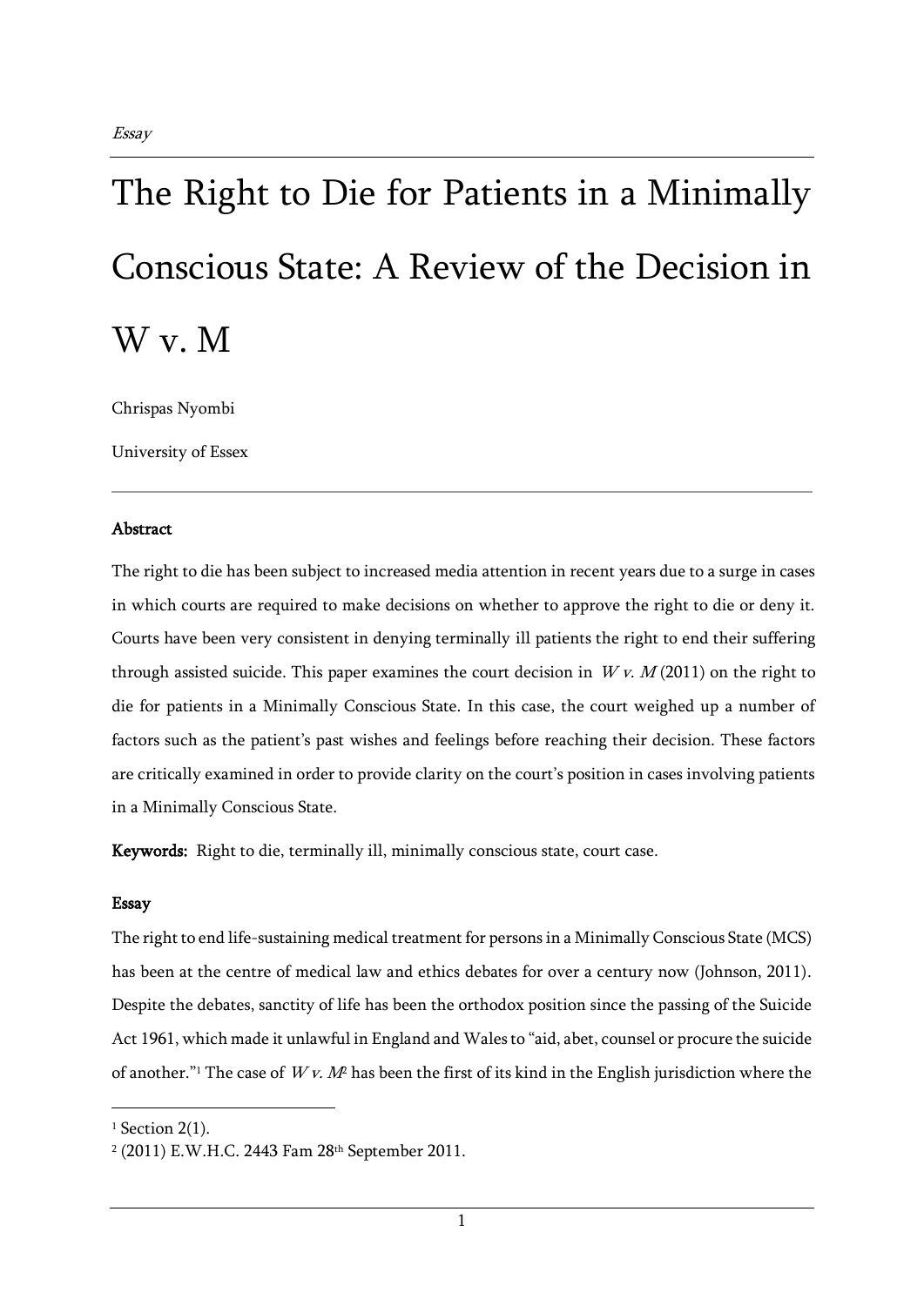*Essay*

# The Right to Die for Patients in a Minimally Conscious State: A Review of the Decision in W v. M

Chrispas Nyombi

University of Essex

## Abstract

The right to die has been subject to increased media attention in recent years due to a surge in cases in which courts are required to make decisions on whether to approve the right to die or deny it. Courts have been very consistent in denying terminally ill patients the right to end their suffering through assisted suicide. This paper examines the court decision in *W v. M* (2011) on the right to die for patients in a Minimally Conscious State. In this case, the court weighed up a number of factors such as the patient's past wishes and feelings before reaching their decision. These factors are critically examined in order to provide clarity on the court's position in cases involving patients in a Minimally Conscious State.

**Keywords:** Right to die, terminally ill, minimally conscious state, court case.

## Essay

The right to end life-sustaining medical treatment for persons in a Minimally Conscious State (MCS) has been at the centre of medical law and ethics debates for over a century now (Johnson, 2011). Despite the debates, sanctity of life has been the orthodox position since the passing of the Suicide Act 1961, which made it unlawful in England and Wales to "aid, abet, counsel or procure the suicide of another."[1] The case of *W v. M*[2] has been the first of its kind in the English jurisdiction where the

[1] Section 2(1).

[2] (2011) E.W.H.C. 2443 Fam 28th September 2011.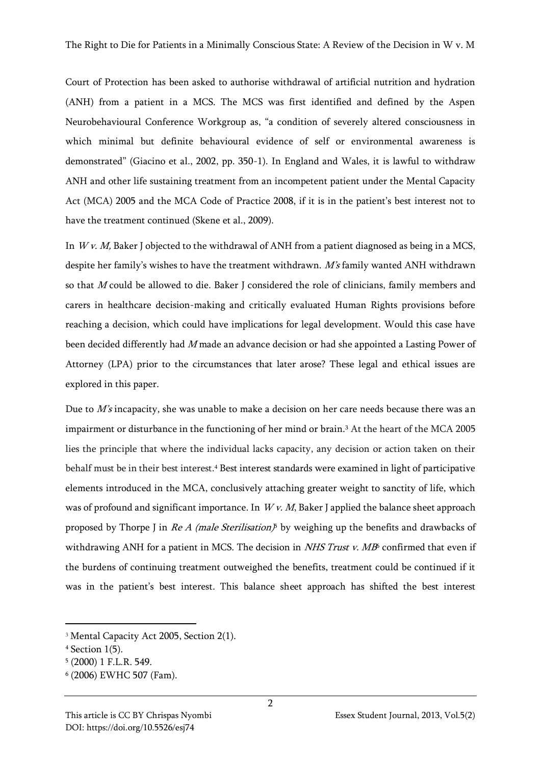Court of Protection has been asked to authorise withdrawal of artificial nutrition and hydration (ANH) from a patient in a MCS. The MCS was first identified and defined by the Aspen Neurobehavioural Conference Workgroup as, "a condition of severely altered consciousness in which minimal but definite behavioural evidence of self or environmental awareness is demonstrated" (Giacino et al., 2002, pp. 350-1). In England and Wales, it is lawful to withdraw ANH and other life sustaining treatment from an incompetent patient under the Mental Capacity Act (MCA) 2005 and the MCA Code of Practice 2008, if it is in the patient's best interest not to have the treatment continued (Skene et al., 2009).

In *W v. M,* Baker J objected to the withdrawal of ANH from a patient diagnosed as being in a MCS, despite her family's wishes to have the treatment withdrawn. *M's* family wanted ANH withdrawn so that *M* could be allowed to die. Baker J considered the role of clinicians, family members and carers in healthcare decision-making and critically evaluated Human Rights provisions before reaching a decision, which could have implications for legal development. Would this case have been decided differently had *M* made an advance decision or had she appointed a Lasting Power of Attorney (LPA) prior to the circumstances that later arose? These legal and ethical issues are explored in this paper.

Due to *M's* incapacity, she was unable to make a decision on her care needs because there was an impairment or disturbance in the functioning of her mind or brain.[3] At the heart of the MCA 2005 lies the principle that where the individual lacks capacity, any decision or action taken on their behalf must be in their best interest.[4] Best interest standards were examined in light of participative elements introduced in the MCA, conclusively attaching greater weight to sanctity of life, which was of profound and significant importance. In *W v. M*, Baker J applied the balance sheet approach proposed by Thorpe J in *Re A (male Sterilisation)*[5] by weighing up the benefits and drawbacks of withdrawing ANH for a patient in MCS. The decision in *NHS Trust v. MB*[6] confirmed that even if the burdens of continuing treatment outweighed the benefits, treatment could be continued if it was in the patient's best interest. This balance sheet approach has shifted the best interest

[3] Mental Capacity Act 2005, Section 2(1).

[4] Section 1(5).

[5] (2000) 1 F.L.R. 549.

[6] (2006) EWHC 507 (Fam).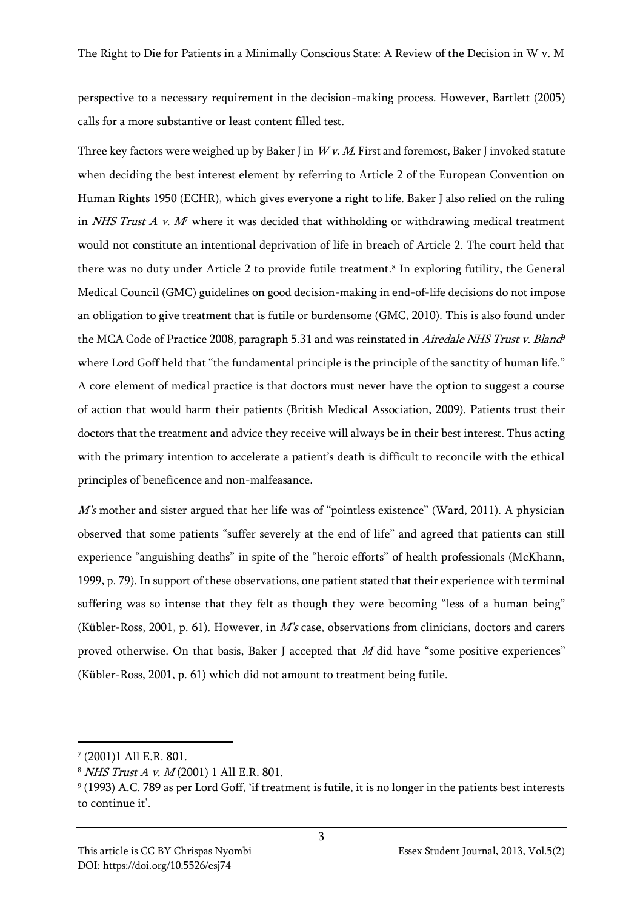perspective to a necessary requirement in the decision-making process. However, Bartlett (2005) calls for a more substantive or least content filled test.

Three key factors were weighed up by Baker J in *W v. M*. First and foremost, Baker J invoked statute when deciding the best interest element by referring to Article 2 of the European Convention on Human Rights 1950 (ECHR), which gives everyone a right to life. Baker J also relied on the ruling in *NHS Trust A v. M*[7] where it was decided that withholding or withdrawing medical treatment would not constitute an intentional deprivation of life in breach of Article 2. The court held that there was no duty under Article 2 to provide futile treatment.[8] In exploring futility, the General Medical Council (GMC) guidelines on good decision-making in end-of-life decisions do not impose an obligation to give treatment that is futile or burdensome (GMC, 2010). This is also found under the MCA Code of Practice 2008, paragraph 5.31 and was reinstated in *Airedale NHS Trust v. Bland*[9] where Lord Goff held that "the fundamental principle is the principle of the sanctity of human life." A core element of medical practice is that doctors must never have the option to suggest a course of action that would harm their patients (British Medical Association, 2009). Patients trust their doctors that the treatment and advice they receive will always be in their best interest. Thus acting with the primary intention to accelerate a patient's death is difficult to reconcile with the ethical principles of beneficence and non-malfeasance.

*M's* mother and sister argued that her life was of "pointless existence" (Ward, 2011). A physician observed that some patients "suffer severely at the end of life" and agreed that patients can still experience "anguishing deaths" in spite of the "heroic efforts" of health professionals (McKhann, 1999, p. 79). In support of these observations, one patient stated that their experience with terminal suffering was so intense that they felt as though they were becoming "less of a human being" (Kübler-Ross, 2001, p. 61). However, in *M's* case, observations from clinicians, doctors and carers proved otherwise. On that basis, Baker J accepted that *M* did have "some positive experiences" (Kübler-Ross, 2001, p. 61) which did not amount to treatment being futile.

---

[7] (2001)1 All E.R. 801.

[8] *NHS Trust A v. M* (2001) 1 All E.R. 801.

[9] (1993) A.C. 789 as per Lord Goff, 'if treatment is futile, it is no longer in the patients best interests to continue it'.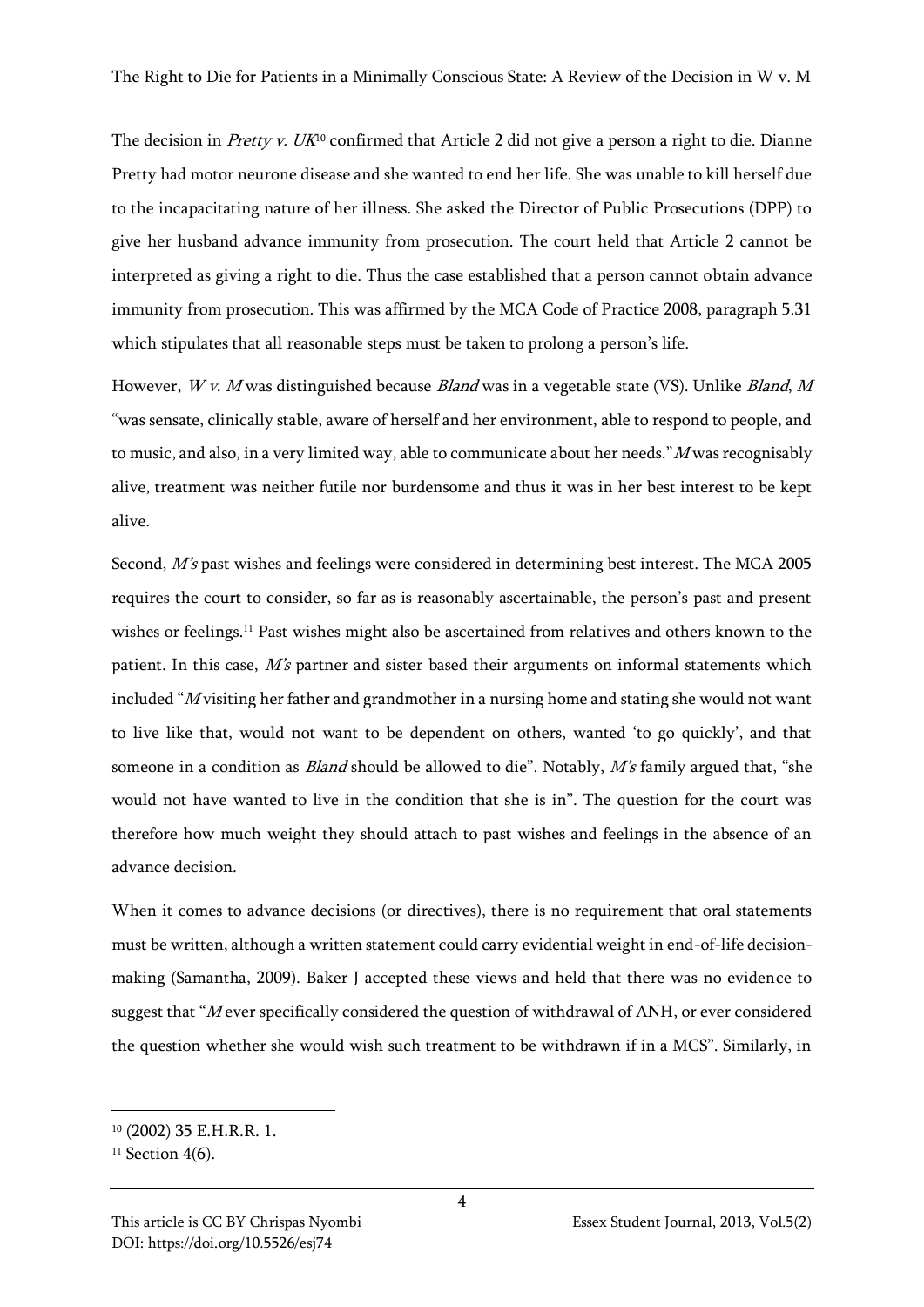The decision in *Pretty v. UK*[10] confirmed that Article 2 did not give a person a right to die. Dianne Pretty had motor neurone disease and she wanted to end her life. She was unable to kill herself due to the incapacitating nature of her illness. She asked the Director of Public Prosecutions (DPP) to give her husband advance immunity from prosecution. The court held that Article 2 cannot be interpreted as giving a right to die. Thus the case established that a person cannot obtain advance immunity from prosecution. This was affirmed by the MCA Code of Practice 2008, paragraph 5.31 which stipulates that all reasonable steps must be taken to prolong a person's life.

However, *W v. M* was distinguished because *Bland* was in a vegetable state (VS). Unlike *Bland*, *M* "was sensate, clinically stable, aware of herself and her environment, able to respond to people, and to music, and also, in a very limited way, able to communicate about her needs." *M* was recognisably alive, treatment was neither futile nor burdensome and thus it was in her best interest to be kept alive.

Second, *M's* past wishes and feelings were considered in determining best interest. The MCA 2005 requires the court to consider, so far as is reasonably ascertainable, the person's past and present wishes or feelings.[11] Past wishes might also be ascertained from relatives and others known to the patient. In this case, *M's* partner and sister based their arguments on informal statements which included "*M* visiting her father and grandmother in a nursing home and stating she would not want to live like that, would not want to be dependent on others, wanted 'to go quickly', and that someone in a condition as *Bland* should be allowed to die". Notably, *M's* family argued that, "she would not have wanted to live in the condition that she is in". The question for the court was therefore how much weight they should attach to past wishes and feelings in the absence of an advance decision.

When it comes to advance decisions (or directives), there is no requirement that oral statements must be written, although a written statement could carry evidential weight in end-of-life decision-making (Samantha, 2009). Baker J accepted these views and held that there was no evidence to suggest that "*M* ever specifically considered the question of withdrawal of ANH, or ever considered the question whether she would wish such treatment to be withdrawn if in a MCS". Similarly, in

---

[10] (2002) 35 E.H.R.R. 1.

[11] Section 4(6).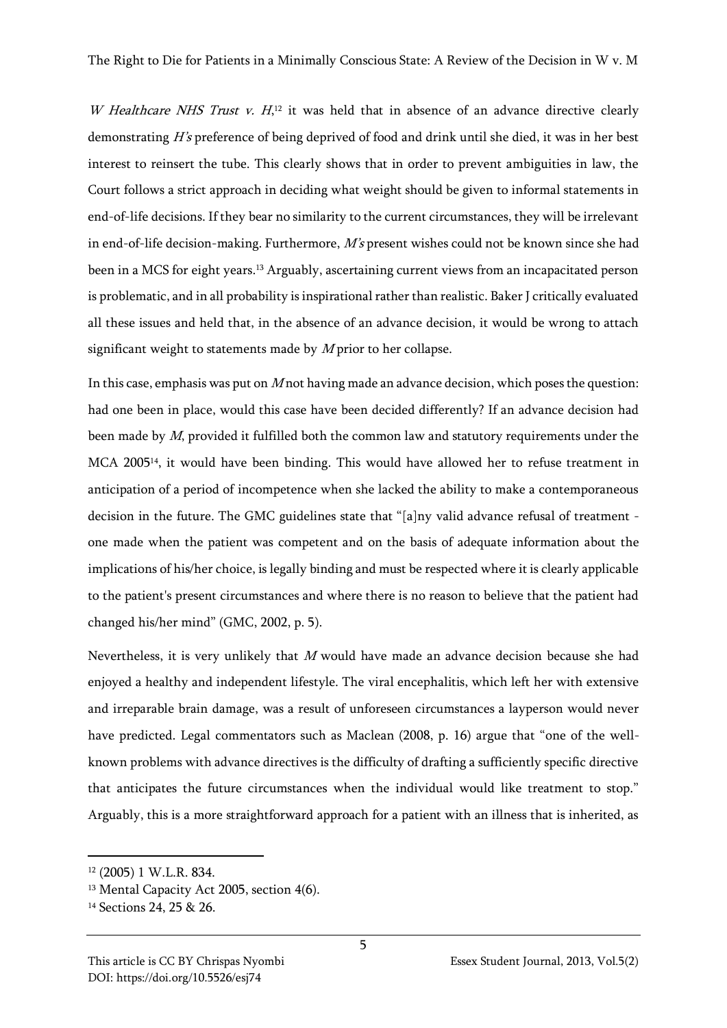*W Healthcare NHS Trust v. H*,[12] it was held that in absence of an advance directive clearly demonstrating *H's* preference of being deprived of food and drink until she died, it was in her best interest to reinsert the tube. This clearly shows that in order to prevent ambiguities in law, the Court follows a strict approach in deciding what weight should be given to informal statements in end-of-life decisions. If they bear no similarity to the current circumstances, they will be irrelevant in end-of-life decision-making. Furthermore, *M's* present wishes could not be known since she had been in a MCS for eight years.[13] Arguably, ascertaining current views from an incapacitated person is problematic, and in all probability is inspirational rather than realistic. Baker J critically evaluated all these issues and held that, in the absence of an advance decision, it would be wrong to attach significant weight to statements made by *M* prior to her collapse.

In this case, emphasis was put on *M* not having made an advance decision, which poses the question: had one been in place, would this case have been decided differently? If an advance decision had been made by *M*, provided it fulfilled both the common law and statutory requirements under the MCA 2005[14], it would have been binding. This would have allowed her to refuse treatment in anticipation of a period of incompetence when she lacked the ability to make a contemporaneous decision in the future. The GMC guidelines state that "[a]ny valid advance refusal of treatment - one made when the patient was competent and on the basis of adequate information about the implications of his/her choice, is legally binding and must be respected where it is clearly applicable to the patient's present circumstances and where there is no reason to believe that the patient had changed his/her mind" (GMC, 2002, p. 5).

Nevertheless, it is very unlikely that *M* would have made an advance decision because she had enjoyed a healthy and independent lifestyle. The viral encephalitis, which left her with extensive and irreparable brain damage, was a result of unforeseen circumstances a layperson would never have predicted. Legal commentators such as Maclean (2008, p. 16) argue that "one of the well-known problems with advance directives is the difficulty of drafting a sufficiently specific directive that anticipates the future circumstances when the individual would like treatment to stop." Arguably, this is a more straightforward approach for a patient with an illness that is inherited, as

---

[12] (2005) 1 W.L.R. 834.

[13] Mental Capacity Act 2005, section 4(6).

[14] Sections 24, 25 & 26.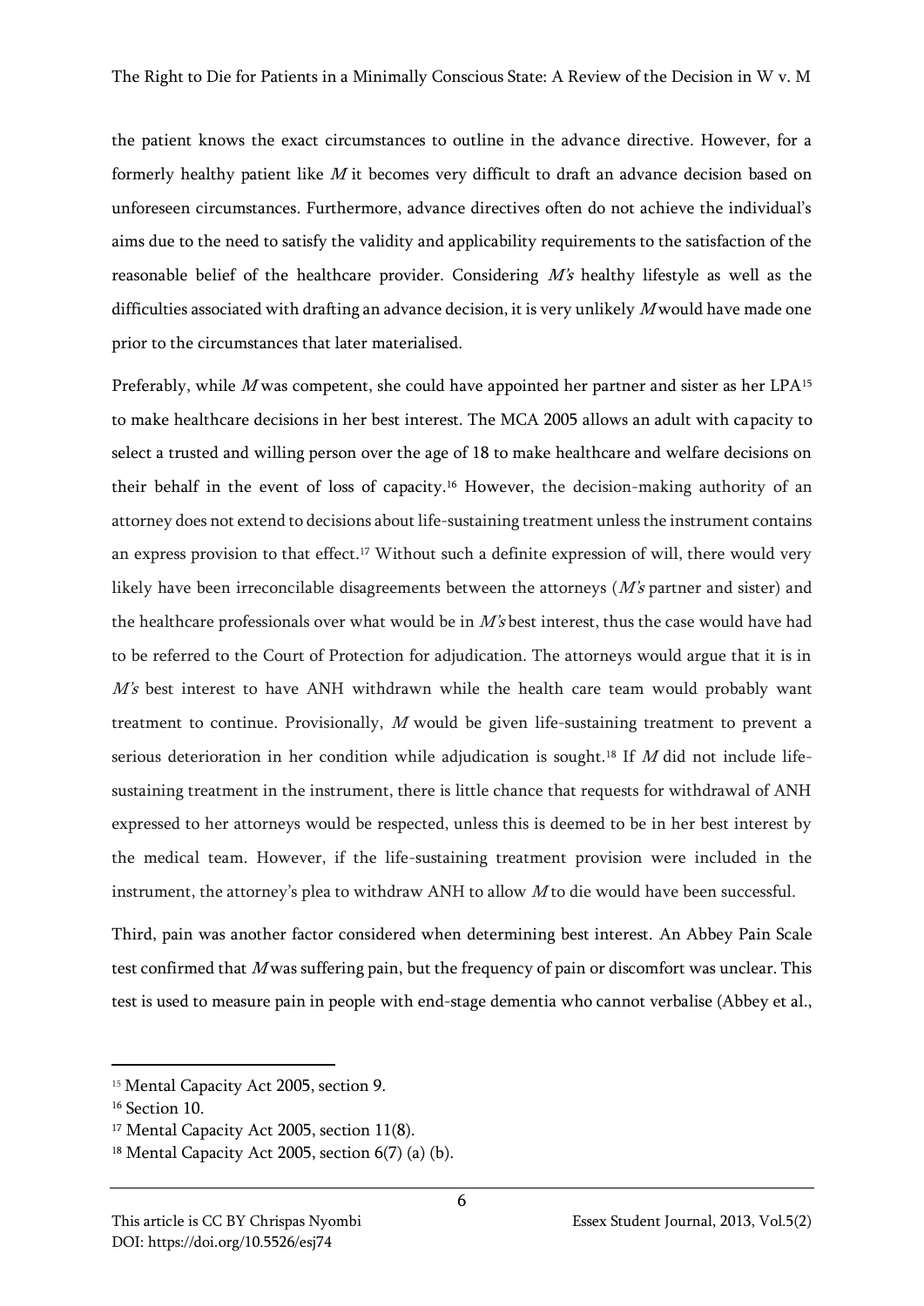the patient knows the exact circumstances to outline in the advance directive. However, for a formerly healthy patient like *M* it becomes very difficult to draft an advance decision based on unforeseen circumstances. Furthermore, advance directives often do not achieve the individual's aims due to the need to satisfy the validity and applicability requirements to the satisfaction of the reasonable belief of the healthcare provider. Considering *M's* healthy lifestyle as well as the difficulties associated with drafting an advance decision, it is very unlikely *M* would have made one prior to the circumstances that later materialised.

Preferably, while *M* was competent, she could have appointed her partner and sister as her LPA[15] to make healthcare decisions in her best interest. The MCA 2005 allows an adult with capacity to select a trusted and willing person over the age of 18 to make healthcare and welfare decisions on their behalf in the event of loss of capacity.[16] However, the decision-making authority of an attorney does not extend to decisions about life-sustaining treatment unless the instrument contains an express provision to that effect.[17] Without such a definite expression of will, there would very likely have been irreconcilable disagreements between the attorneys (*M's* partner and sister) and the healthcare professionals over what would be in *M's* best interest, thus the case would have had to be referred to the Court of Protection for adjudication. The attorneys would argue that it is in *M's* best interest to have ANH withdrawn while the health care team would probably want treatment to continue. Provisionally, *M* would be given life-sustaining treatment to prevent a serious deterioration in her condition while adjudication is sought.[18] If *M* did not include life-sustaining treatment in the instrument, there is little chance that requests for withdrawal of ANH expressed to her attorneys would be respected, unless this is deemed to be in her best interest by the medical team. However, if the life-sustaining treatment provision were included in the instrument, the attorney's plea to withdraw ANH to allow *M* to die would have been successful.

Third, pain was another factor considered when determining best interest. An Abbey Pain Scale test confirmed that *M* was suffering pain, but the frequency of pain or discomfort was unclear. This test is used to measure pain in people with end-stage dementia who cannot verbalise (Abbey et al.,

---

[15] Mental Capacity Act 2005, section 9.

[16] Section 10.

[17] Mental Capacity Act 2005, section 11(8).

[18] Mental Capacity Act 2005, section 6(7) (a) (b).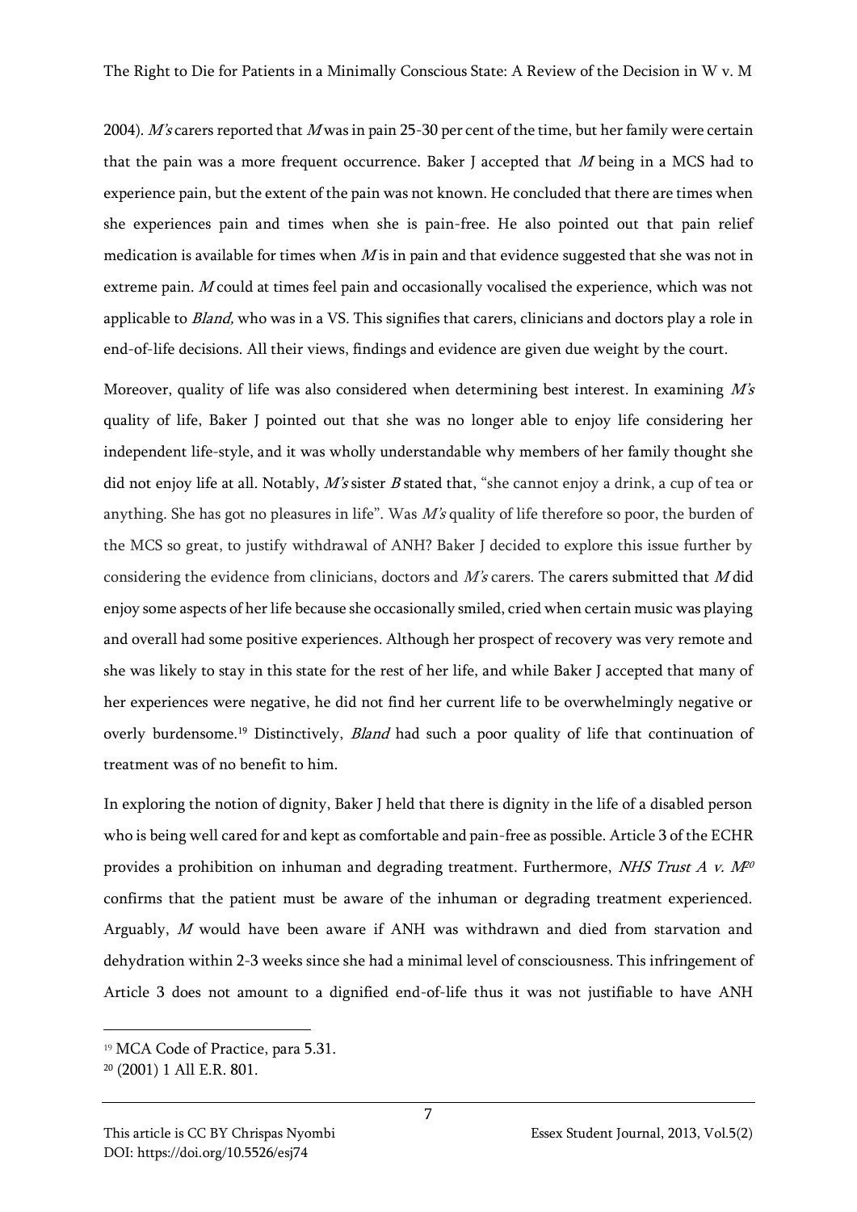2004). *M's* carers reported that *M* was in pain 25-30 per cent of the time, but her family were certain that the pain was a more frequent occurrence. Baker J accepted that *M* being in a MCS had to experience pain, but the extent of the pain was not known. He concluded that there are times when she experiences pain and times when she is pain-free. He also pointed out that pain relief medication is available for times when *M* is in pain and that evidence suggested that she was not in extreme pain. *M* could at times feel pain and occasionally vocalised the experience, which was not applicable to *Bland,* who was in a VS. This signifies that carers, clinicians and doctors play a role in end-of-life decisions. All their views, findings and evidence are given due weight by the court.

Moreover, quality of life was also considered when determining best interest. In examining *M's* quality of life, Baker J pointed out that she was no longer able to enjoy life considering her independent life-style, and it was wholly understandable why members of her family thought she did not enjoy life at all. Notably, *M's* sister *B* stated that, "she cannot enjoy a drink, a cup of tea or anything. She has got no pleasures in life". Was *M's* quality of life therefore so poor, the burden of the MCS so great, to justify withdrawal of ANH? Baker J decided to explore this issue further by considering the evidence from clinicians, doctors and *M's* carers. The carers submitted that *M* did enjoy some aspects of her life because she occasionally smiled, cried when certain music was playing and overall had some positive experiences. Although her prospect of recovery was very remote and she was likely to stay in this state for the rest of her life, and while Baker J accepted that many of her experiences were negative, he did not find her current life to be overwhelmingly negative or overly burdensome.[19] Distinctively, *Bland* had such a poor quality of life that continuation of treatment was of no benefit to him.

In exploring the notion of dignity, Baker J held that there is dignity in the life of a disabled person who is being well cared for and kept as comfortable and pain-free as possible. Article 3 of the ECHR provides a prohibition on inhuman and degrading treatment. Furthermore, *NHS Trust A v. M*[20] confirms that the patient must be aware of the inhuman or degrading treatment experienced. Arguably, *M* would have been aware if ANH was withdrawn and died from starvation and dehydration within 2-3 weeks since she had a minimal level of consciousness. This infringement of Article 3 does not amount to a dignified end-of-life thus it was not justifiable to have ANH

[19] MCA Code of Practice, para 5.31.

[20] (2001) 1 All E.R. 801.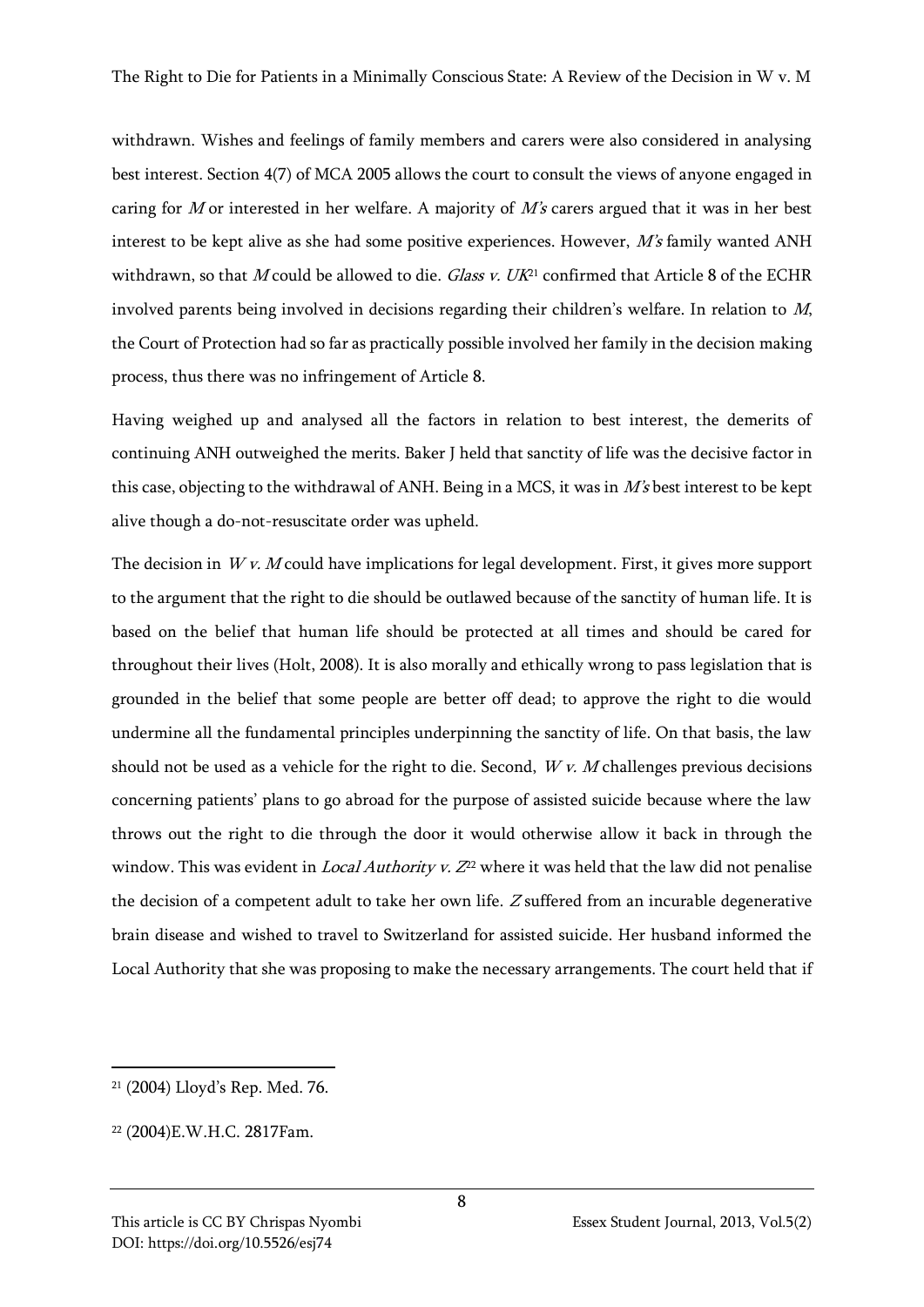withdrawn. Wishes and feelings of family members and carers were also considered in analysing best interest. Section 4(7) of MCA 2005 allows the court to consult the views of anyone engaged in caring for *M* or interested in her welfare. A majority of *M's* carers argued that it was in her best interest to be kept alive as she had some positive experiences. However, *M's* family wanted ANH withdrawn, so that *M* could be allowed to die. *Glass v. UK*[21] confirmed that Article 8 of the ECHR involved parents being involved in decisions regarding their children's welfare. In relation to *M*, the Court of Protection had so far as practically possible involved her family in the decision making process, thus there was no infringement of Article 8.

Having weighed up and analysed all the factors in relation to best interest, the demerits of continuing ANH outweighed the merits. Baker J held that sanctity of life was the decisive factor in this case, objecting to the withdrawal of ANH. Being in a MCS, it was in *M's* best interest to be kept alive though a do-not-resuscitate order was upheld.

The decision in *W v. M* could have implications for legal development. First, it gives more support to the argument that the right to die should be outlawed because of the sanctity of human life. It is based on the belief that human life should be protected at all times and should be cared for throughout their lives (Holt, 2008). It is also morally and ethically wrong to pass legislation that is grounded in the belief that some people are better off dead; to approve the right to die would undermine all the fundamental principles underpinning the sanctity of life. On that basis, the law should not be used as a vehicle for the right to die. Second, *W v. M* challenges previous decisions concerning patients' plans to go abroad for the purpose of assisted suicide because where the law throws out the right to die through the door it would otherwise allow it back in through the window. This was evident in *Local Authority v. Z*[22] where it was held that the law did not penalise the decision of a competent adult to take her own life. *Z* suffered from an incurable degenerative brain disease and wished to travel to Switzerland for assisted suicide. Her husband informed the Local Authority that she was proposing to make the necessary arrangements. The court held that if

---

[21] (2004) Lloyd's Rep. Med. 76.

[22] (2004)E.W.H.C. 2817Fam.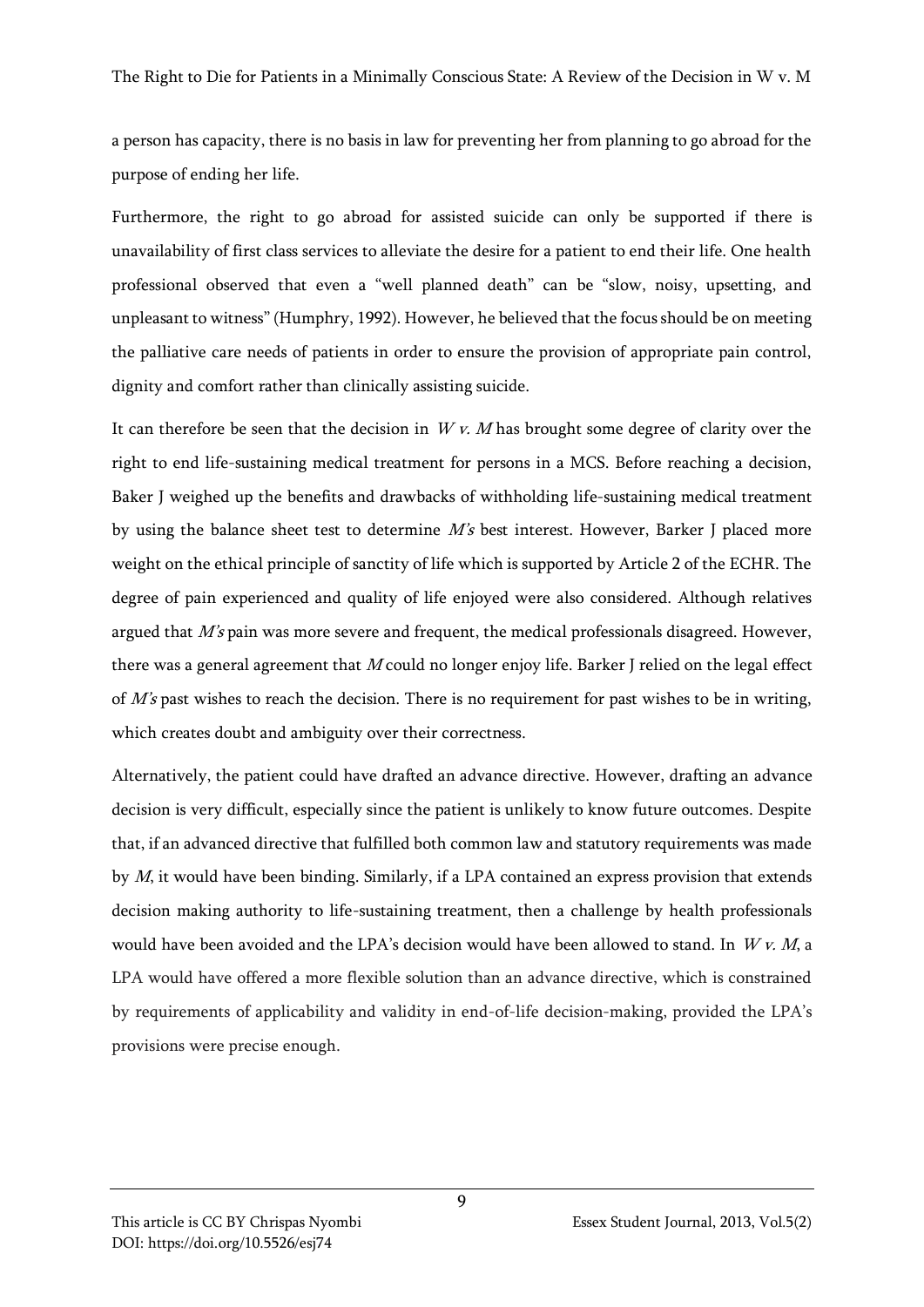a person has capacity, there is no basis in law for preventing her from planning to go abroad for the purpose of ending her life.

Furthermore, the right to go abroad for assisted suicide can only be supported if there is unavailability of first class services to alleviate the desire for a patient to end their life. One health professional observed that even a "well planned death" can be "slow, noisy, upsetting, and unpleasant to witness" (Humphry, 1992). However, he believed that the focus should be on meeting the palliative care needs of patients in order to ensure the provision of appropriate pain control, dignity and comfort rather than clinically assisting suicide.

It can therefore be seen that the decision in *W v. M* has brought some degree of clarity over the right to end life-sustaining medical treatment for persons in a MCS. Before reaching a decision, Baker J weighed up the benefits and drawbacks of withholding life-sustaining medical treatment by using the balance sheet test to determine *M's* best interest. However, Barker J placed more weight on the ethical principle of sanctity of life which is supported by Article 2 of the ECHR. The degree of pain experienced and quality of life enjoyed were also considered. Although relatives argued that *M's* pain was more severe and frequent, the medical professionals disagreed. However, there was a general agreement that *M* could no longer enjoy life. Barker J relied on the legal effect of *M's* past wishes to reach the decision. There is no requirement for past wishes to be in writing, which creates doubt and ambiguity over their correctness.

Alternatively, the patient could have drafted an advance directive. However, drafting an advance decision is very difficult, especially since the patient is unlikely to know future outcomes. Despite that, if an advanced directive that fulfilled both common law and statutory requirements was made by *M*, it would have been binding. Similarly, if a LPA contained an express provision that extends decision making authority to life-sustaining treatment, then a challenge by health professionals would have been avoided and the LPA's decision would have been allowed to stand. In *W v. M*, a LPA would have offered a more flexible solution than an advance directive, which is constrained by requirements of applicability and validity in end-of-life decision-making, provided the LPA's provisions were precise enough.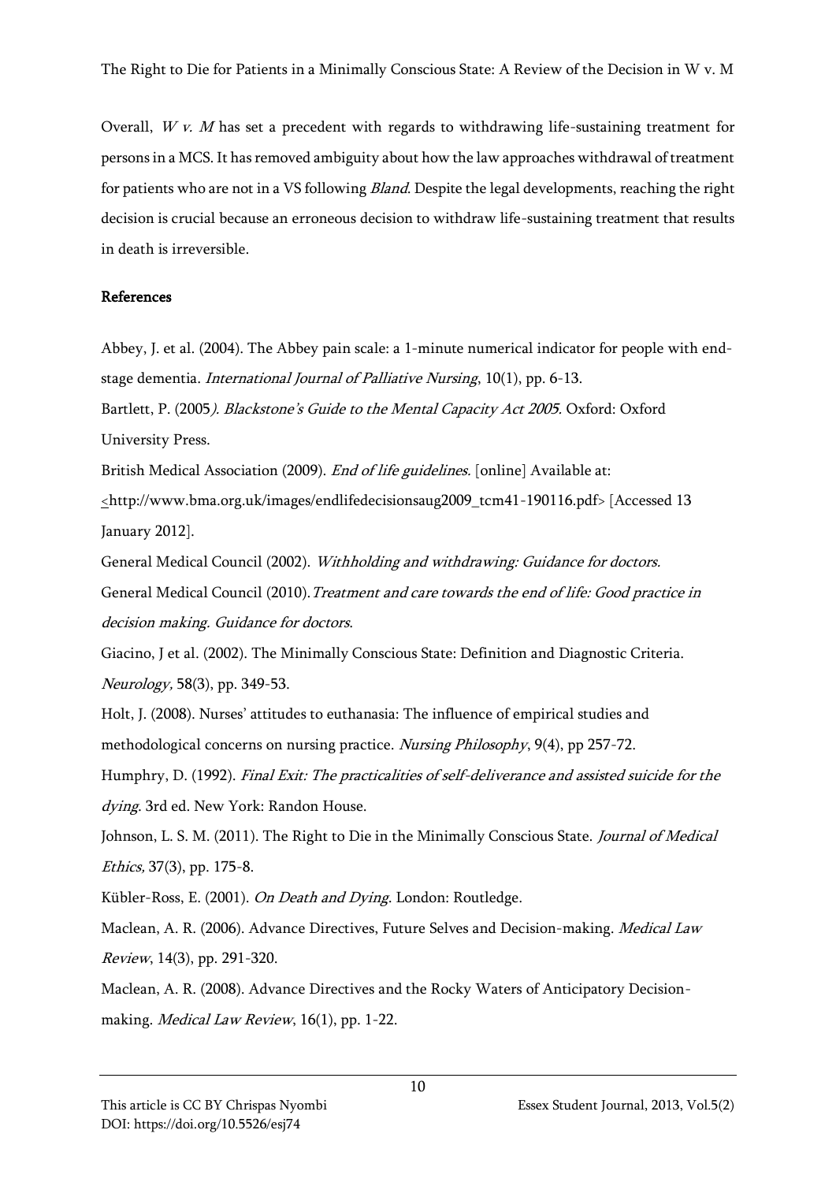Overall, *W v. M* has set a precedent with regards to withdrawing life-sustaining treatment for persons in a MCS. It has removed ambiguity about how the law approaches withdrawal of treatment for patients who are not in a VS following *Bland*. Despite the legal developments, reaching the right decision is crucial because an erroneous decision to withdraw life-sustaining treatment that results in death is irreversible.

**References**

Abbey, J. et al. (2004). The Abbey pain scale: a 1-minute numerical indicator for people with end-stage dementia. *International Journal of Palliative Nursing*, 10(1), pp. 6-13.

Bartlett, P. (2005*). Blackstone's Guide to the Mental Capacity Act 2005.* Oxford: Oxford University Press.

British Medical Association (2009). *End of life guidelines.* [online] Available at: <http://www.bma.org.uk/images/endlifedecisionsaug2009_tcm41-190116.pdf> [Accessed 13 January 2012].

General Medical Council (2002). *Withholding and withdrawing: Guidance for doctors.*

General Medical Council (2010).*Treatment and care towards the end of life: Good practice in decision making. Guidance for doctors*.

Giacino, J et al. (2002). The Minimally Conscious State: Definition and Diagnostic Criteria. *Neurology,* 58(3), pp. 349-53.

Holt, J. (2008). Nurses' attitudes to euthanasia: The influence of empirical studies and methodological concerns on nursing practice. *Nursing Philosophy*, 9(4), pp 257-72.

Humphry, D. (1992). *Final Exit: The practicalities of self-deliverance and assisted suicide for the dying*. 3rd ed. New York: Randon House.

Johnson, L. S. M. (2011). The Right to Die in the Minimally Conscious State. *Journal of Medical Ethics,* 37(3), pp. 175-8.

Kübler-Ross, E. (2001). *On Death and Dying*. London: Routledge.

Maclean, A. R. (2006). Advance Directives, Future Selves and Decision-making. *Medical Law Review*, 14(3), pp. 291-320.

Maclean, A. R. (2008). Advance Directives and the Rocky Waters of Anticipatory Decision-making. *Medical Law Review*, 16(1), pp. 1-22.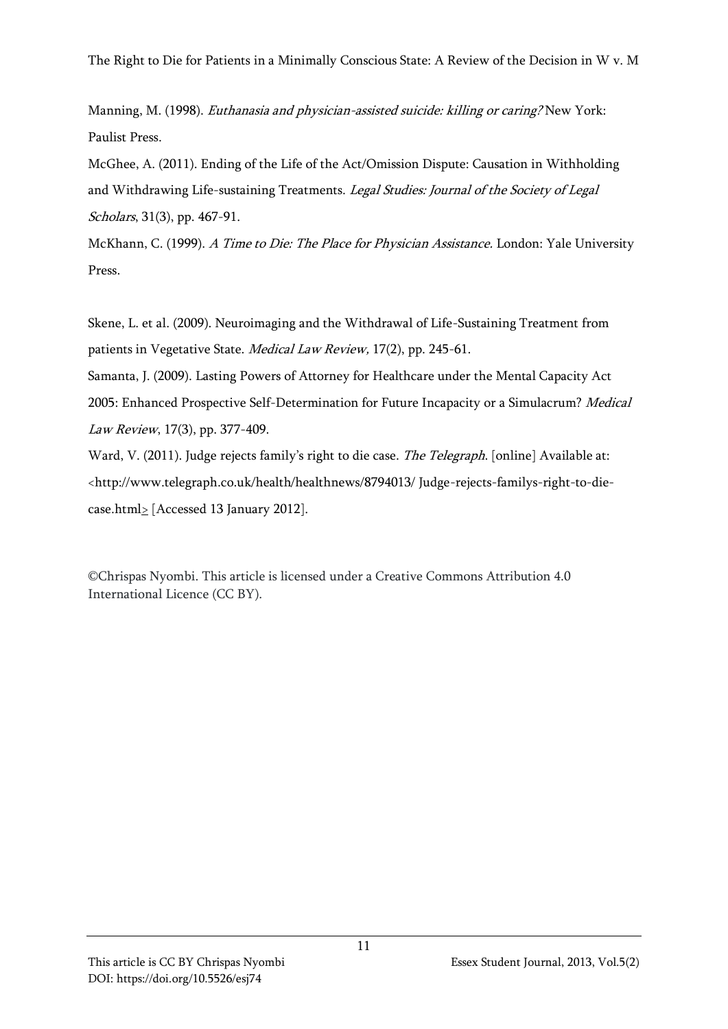Manning, M. (1998). *Euthanasia and physician-assisted suicide: killing or caring?* New York: Paulist Press.

McGhee, A. (2011). Ending of the Life of the Act/Omission Dispute: Causation in Withholding and Withdrawing Life-sustaining Treatments. *Legal Studies: Journal of the Society of Legal Scholars*, 31(3), pp. 467-91.

McKhann, C. (1999). *A Time to Die: The Place for Physician Assistance.* London: Yale University Press.

Skene, L. et al. (2009). Neuroimaging and the Withdrawal of Life-Sustaining Treatment from patients in Vegetative State. *Medical Law Review,* 17(2), pp. 245-61.

Samanta, J. (2009). Lasting Powers of Attorney for Healthcare under the Mental Capacity Act 2005: Enhanced Prospective Self-Determination for Future Incapacity or a Simulacrum? *Medical Law Review*, 17(3), pp. 377-409.

Ward, V. (2011). Judge rejects family's right to die case. *The Telegraph*. [online] Available at: <http://www.telegraph.co.uk/health/healthnews/8794013/ Judge-rejects-familys-right-to-die-case.html> [Accessed 13 January 2012].

©Chrispas Nyombi. This article is licensed under a Creative Commons Attribution 4.0 International Licence (CC BY).